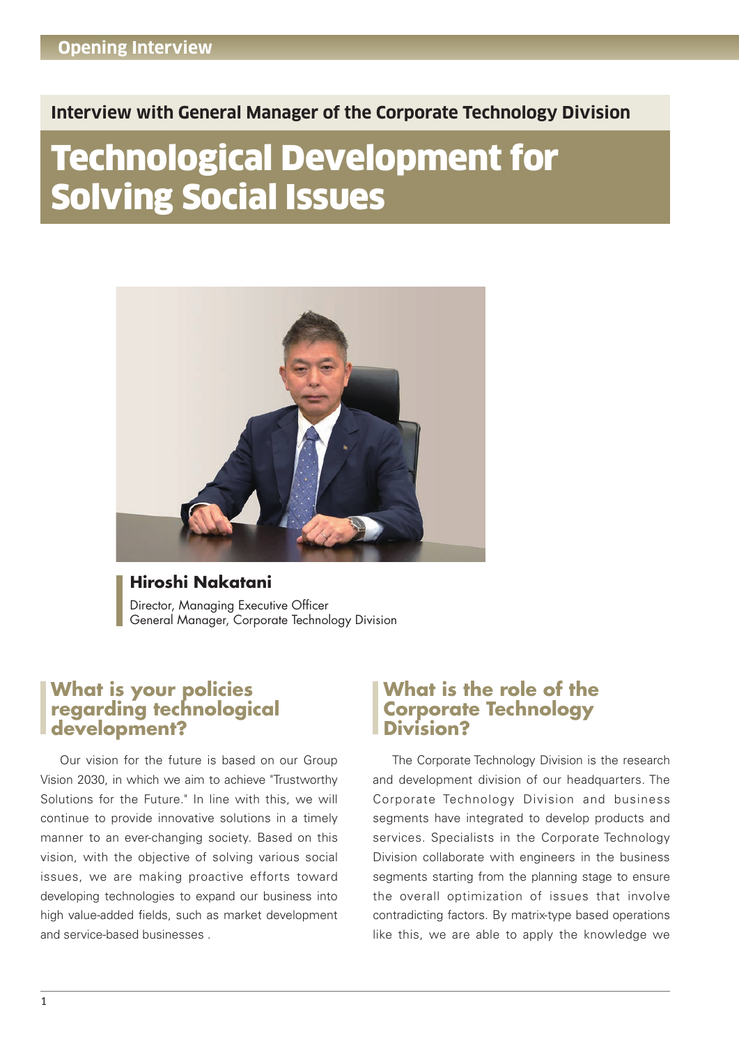Opening Interview

## Interview with General Manager of the Corporate Technology Division

# Technological Development for Solving Social Issues

**Hiroshi Nakatani**
Director, Managing Executive Officer
General Manager, Corporate Technology Division

## What is your policies regarding technological development?

Our vision for the future is based on our Group Vision 2030, in which we aim to achieve "Trustworthy Solutions for the Future." In line with this, we will continue to provide innovative solutions in a timely manner to an ever-changing society. Based on this vision, with the objective of solving various social issues, we are making proactive efforts toward developing technologies to expand our business into high value-added fields, such as market development and service-based businesses .

## What is the role of the Corporate Technology Division?

The Corporate Technology Division is the research and development division of our headquarters. The Corporate Technology Division and business segments have integrated to develop products and services. Specialists in the Corporate Technology Division collaborate with engineers in the business segments starting from the planning stage to ensure the overall optimization of issues that involve contradicting factors. By matrix-type based operations like this, we are able to apply the knowledge we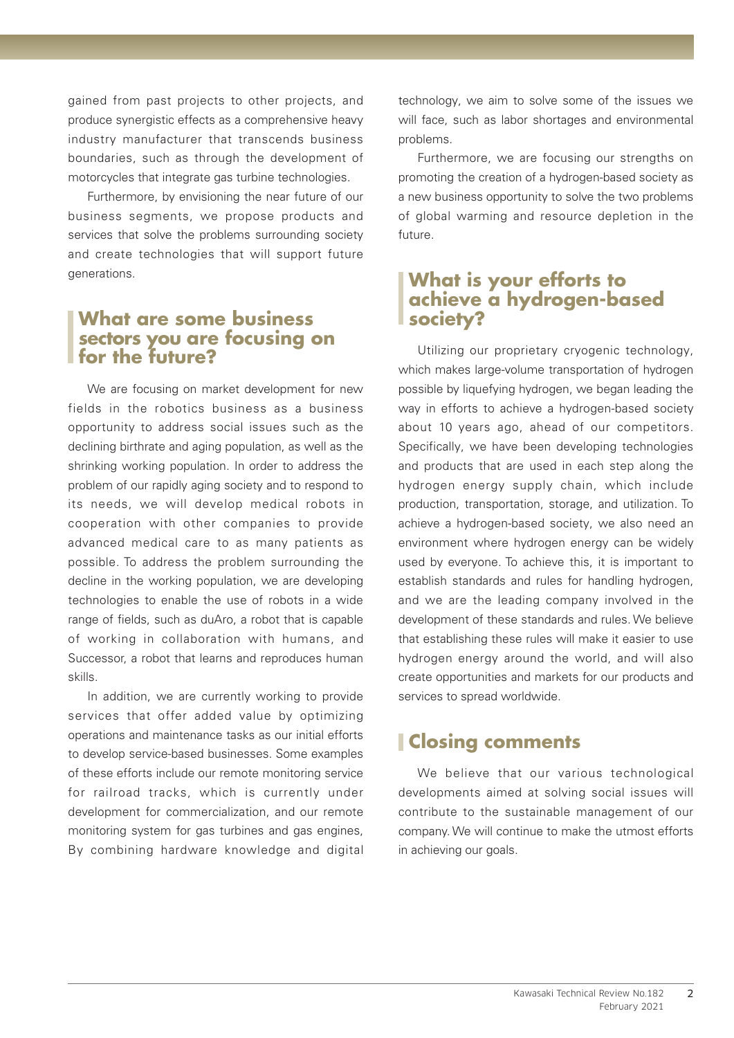gained from past projects to other projects, and produce synergistic effects as a comprehensive heavy industry manufacturer that transcends business boundaries, such as through the development of motorcycles that integrate gas turbine technologies.

Furthermore, by envisioning the near future of our business segments, we propose products and services that solve the problems surrounding society and create technologies that will support future generations.

## What are some business sectors you are focusing on for the future?

We are focusing on market development for new fields in the robotics business as a business opportunity to address social issues such as the declining birthrate and aging population, as well as the shrinking working population. In order to address the problem of our rapidly aging society and to respond to its needs, we will develop medical robots in cooperation with other companies to provide advanced medical care to as many patients as possible. To address the problem surrounding the decline in the working population, we are developing technologies to enable the use of robots in a wide range of fields, such as duAro, a robot that is capable of working in collaboration with humans, and Successor, a robot that learns and reproduces human skills.

In addition, we are currently working to provide services that offer added value by optimizing operations and maintenance tasks as our initial efforts to develop service-based businesses. Some examples of these efforts include our remote monitoring service for railroad tracks, which is currently under development for commercialization, and our remote monitoring system for gas turbines and gas engines, By combining hardware knowledge and digital technology, we aim to solve some of the issues we will face, such as labor shortages and environmental problems.

Furthermore, we are focusing our strengths on promoting the creation of a hydrogen-based society as a new business opportunity to solve the two problems of global warming and resource depletion in the future.

## What is your efforts to achieve a hydrogen-based society?

Utilizing our proprietary cryogenic technology, which makes large-volume transportation of hydrogen possible by liquefying hydrogen, we began leading the way in efforts to achieve a hydrogen-based society about 10 years ago, ahead of our competitors. Specifically, we have been developing technologies and products that are used in each step along the hydrogen energy supply chain, which include production, transportation, storage, and utilization. To achieve a hydrogen-based society, we also need an environment where hydrogen energy can be widely used by everyone. To achieve this, it is important to establish standards and rules for handling hydrogen, and we are the leading company involved in the development of these standards and rules. We believe that establishing these rules will make it easier to use hydrogen energy around the world, and will also create opportunities and markets for our products and services to spread worldwide.

## Closing comments

We believe that our various technological developments aimed at solving social issues will contribute to the sustainable management of our company. We will continue to make the utmost efforts in achieving our goals.